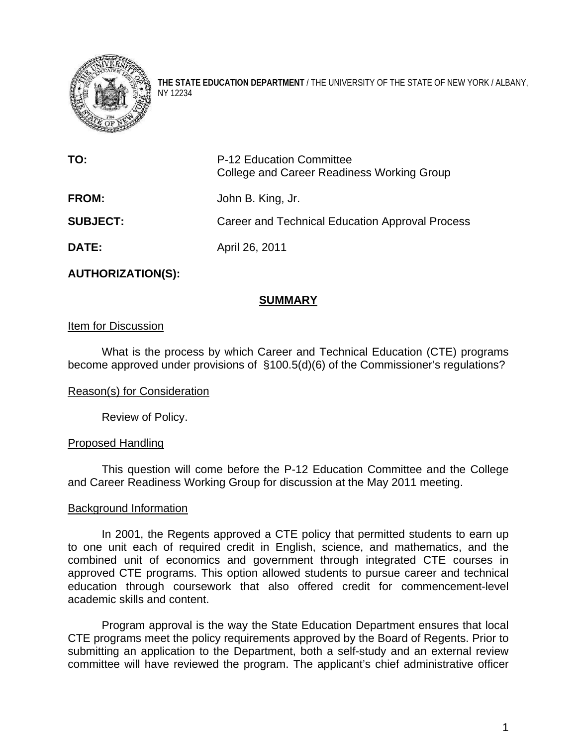**THE STATE EDUCATION DEPARTMENT** / THE UNIVERSITY OF THE STATE OF NEW YORK / ALBANY, NY 12234

| | |
|---|---|
| **TO:** | P-12 Education Committee<br>College and Career Readiness Working Group |
| **FROM:** | John B. King, Jr. |
| **SUBJECT:** | Career and Technical Education Approval Process |
| **DATE:** | April 26, 2011 |

**AUTHORIZATION(S):**

## SUMMARY

### Item for Discussion

What is the process by which Career and Technical Education (CTE) programs become approved under provisions of §100.5(d)(6) of the Commissioner's regulations?

### Reason(s) for Consideration

Review of Policy.

### Proposed Handling

This question will come before the P-12 Education Committee and the College and Career Readiness Working Group for discussion at the May 2011 meeting.

### Background Information

In 2001, the Regents approved a CTE policy that permitted students to earn up to one unit each of required credit in English, science, and mathematics, and the combined unit of economics and government through integrated CTE courses in approved CTE programs. This option allowed students to pursue career and technical education through coursework that also offered credit for commencement-level academic skills and content.

Program approval is the way the State Education Department ensures that local CTE programs meet the policy requirements approved by the Board of Regents. Prior to submitting an application to the Department, both a self-study and an external review committee will have reviewed the program. The applicant's chief administrative officer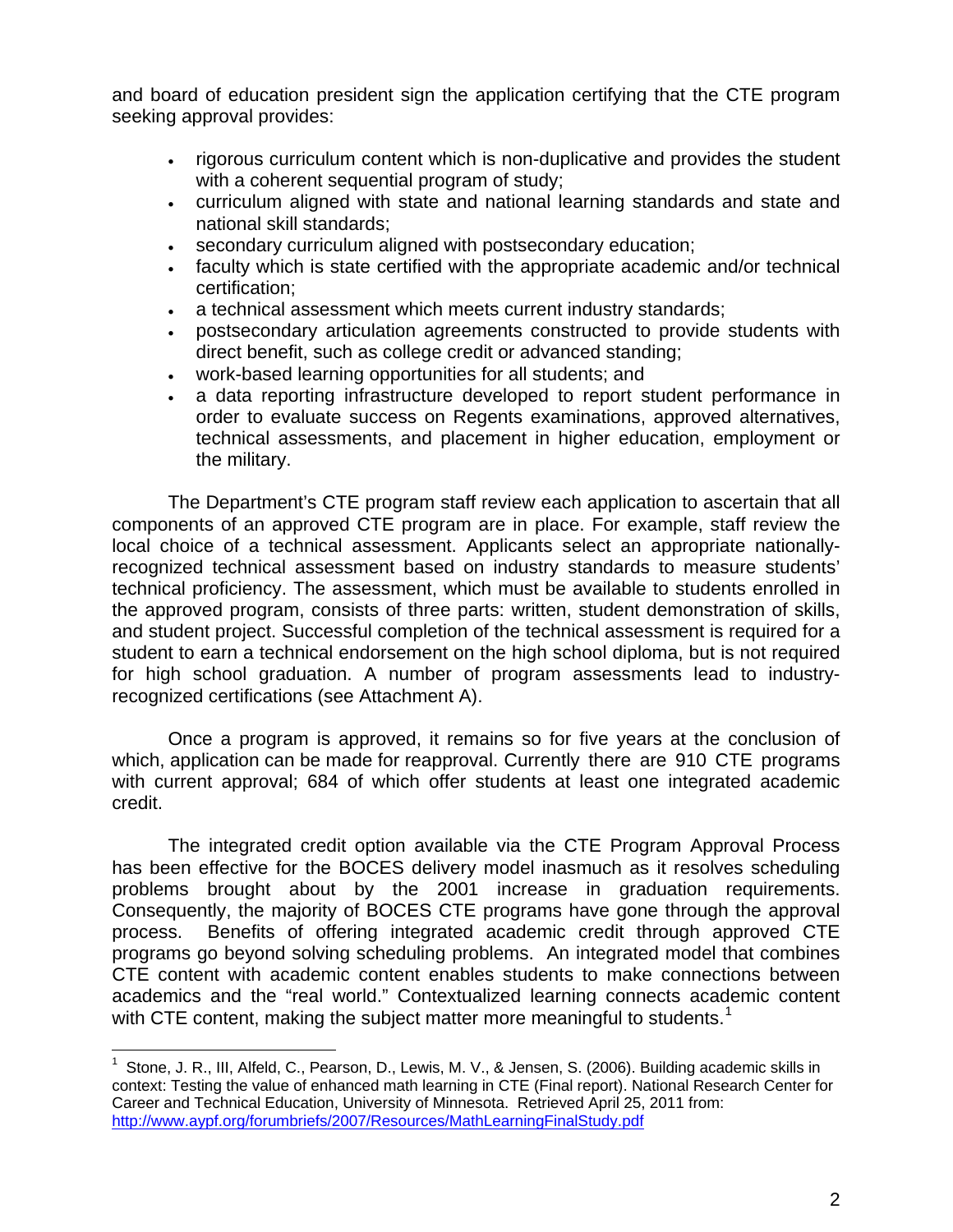and board of education president sign the application certifying that the CTE program seeking approval provides:

- rigorous curriculum content which is non-duplicative and provides the student with a coherent sequential program of study;
- curriculum aligned with state and national learning standards and state and national skill standards;
- secondary curriculum aligned with postsecondary education;
- faculty which is state certified with the appropriate academic and/or technical certification;
- a technical assessment which meets current industry standards;
- postsecondary articulation agreements constructed to provide students with direct benefit, such as college credit or advanced standing;
- work-based learning opportunities for all students; and
- a data reporting infrastructure developed to report student performance in order to evaluate success on Regents examinations, approved alternatives, technical assessments, and placement in higher education, employment or the military.

The Department's CTE program staff review each application to ascertain that all components of an approved CTE program are in place. For example, staff review the local choice of a technical assessment. Applicants select an appropriate nationally-recognized technical assessment based on industry standards to measure students' technical proficiency. The assessment, which must be available to students enrolled in the approved program, consists of three parts: written, student demonstration of skills, and student project. Successful completion of the technical assessment is required for a student to earn a technical endorsement on the high school diploma, but is not required for high school graduation. A number of program assessments lead to industry-recognized certifications (see Attachment A).

Once a program is approved, it remains so for five years at the conclusion of which, application can be made for reapproval. Currently there are 910 CTE programs with current approval; 684 of which offer students at least one integrated academic credit.

The integrated credit option available via the CTE Program Approval Process has been effective for the BOCES delivery model inasmuch as it resolves scheduling problems brought about by the 2001 increase in graduation requirements. Consequently, the majority of BOCES CTE programs have gone through the approval process. Benefits of offering integrated academic credit through approved CTE programs go beyond solving scheduling problems. An integrated model that combines CTE content with academic content enables students to make connections between academics and the "real world." Contextualized learning connects academic content with CTE content, making the subject matter more meaningful to students.[1]

[1] Stone, J. R., III, Alfeld, C., Pearson, D., Lewis, M. V., & Jensen, S. (2006). Building academic skills in context: Testing the value of enhanced math learning in CTE (Final report). National Research Center for Career and Technical Education, University of Minnesota. Retrieved April 25, 2011 from: http://www.aypf.org/forumbriefs/2007/Resources/MathLearningFinalStudy.pdf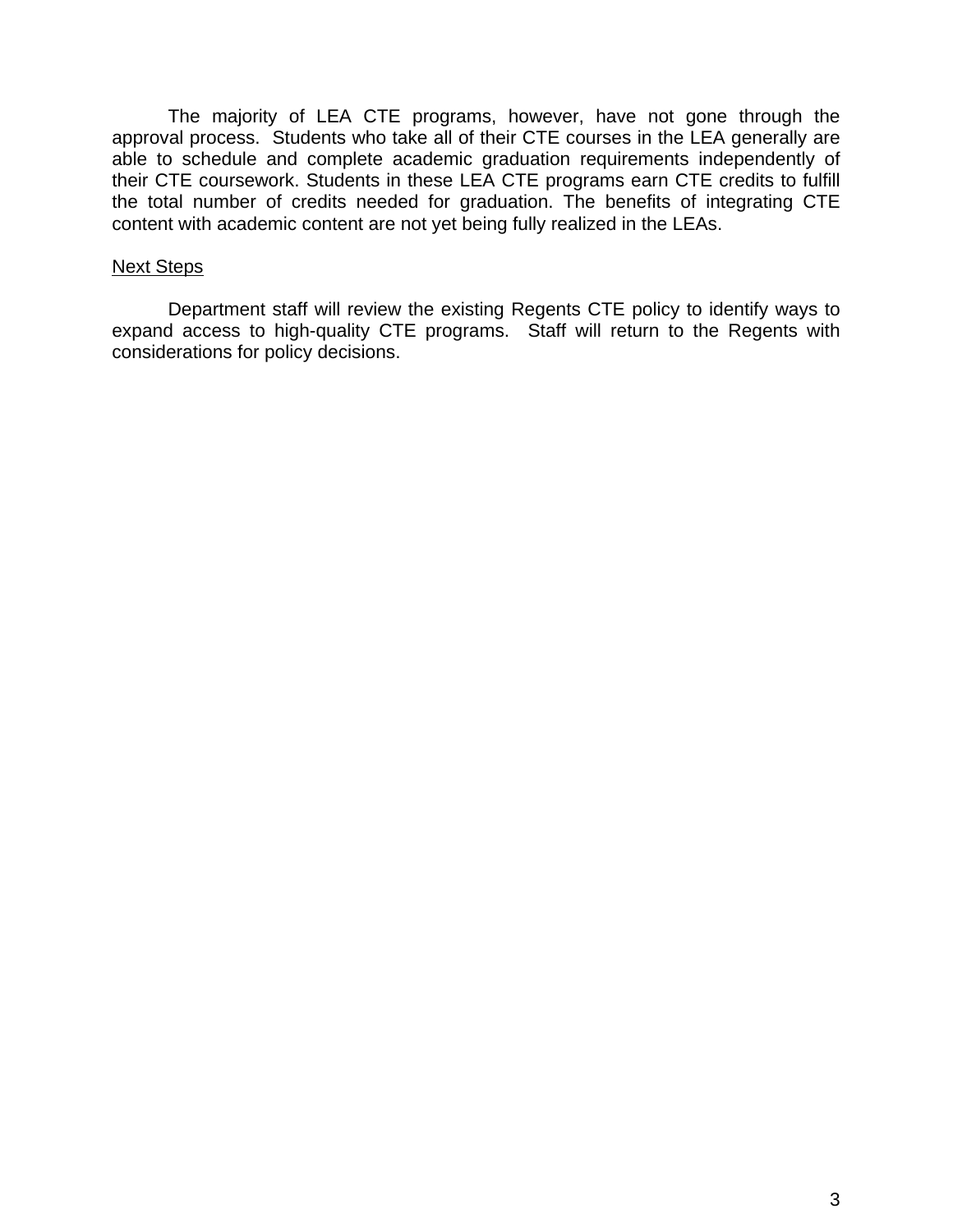The majority of LEA CTE programs, however, have not gone through the approval process. Students who take all of their CTE courses in the LEA generally are able to schedule and complete academic graduation requirements independently of their CTE coursework. Students in these LEA CTE programs earn CTE credits to fulfill the total number of credits needed for graduation. The benefits of integrating CTE content with academic content are not yet being fully realized in the LEAs.

Next Steps

Department staff will review the existing Regents CTE policy to identify ways to expand access to high-quality CTE programs. Staff will return to the Regents with considerations for policy decisions.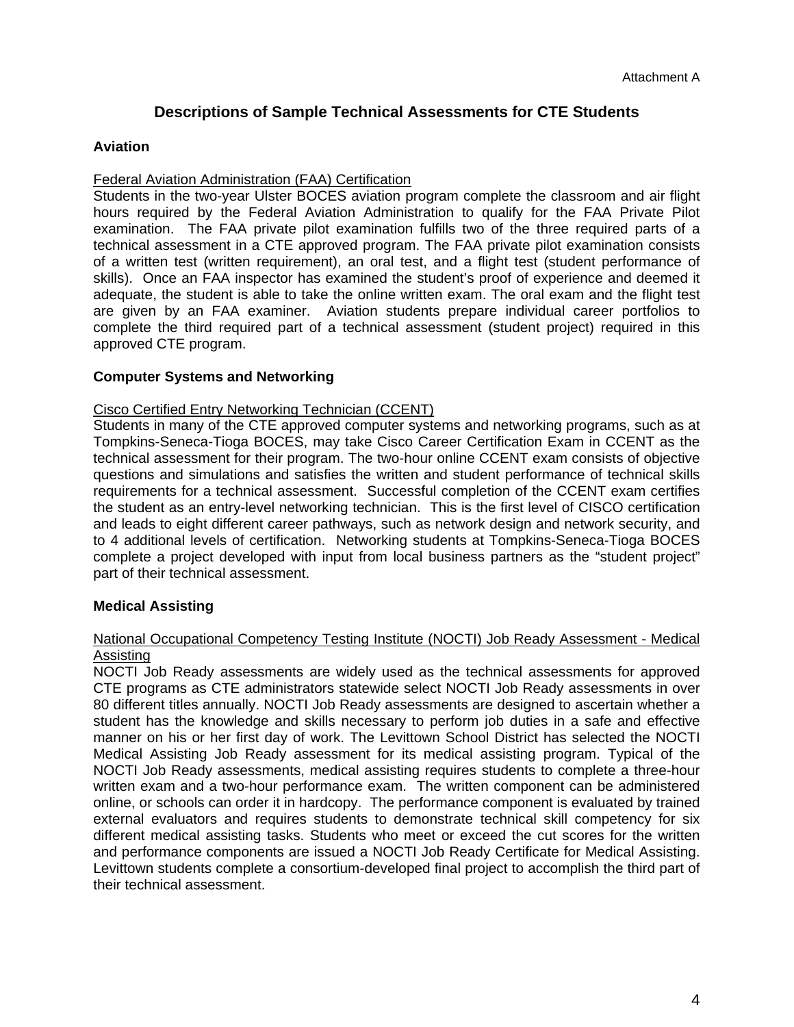Attachment A

# Descriptions of Sample Technical Assessments for CTE Students

## Aviation

Federal Aviation Administration (FAA) Certification

Students in the two-year Ulster BOCES aviation program complete the classroom and air flight hours required by the Federal Aviation Administration to qualify for the FAA Private Pilot examination. The FAA private pilot examination fulfills two of the three required parts of a technical assessment in a CTE approved program. The FAA private pilot examination consists of a written test (written requirement), an oral test, and a flight test (student performance of skills). Once an FAA inspector has examined the student's proof of experience and deemed it adequate, the student is able to take the online written exam. The oral exam and the flight test are given by an FAA examiner. Aviation students prepare individual career portfolios to complete the third required part of a technical assessment (student project) required in this approved CTE program.

## Computer Systems and Networking

Cisco Certified Entry Networking Technician (CCENT)

Students in many of the CTE approved computer systems and networking programs, such as at Tompkins-Seneca-Tioga BOCES, may take Cisco Career Certification Exam in CCENT as the technical assessment for their program. The two-hour online CCENT exam consists of objective questions and simulations and satisfies the written and student performance of technical skills requirements for a technical assessment. Successful completion of the CCENT exam certifies the student as an entry-level networking technician. This is the first level of CISCO certification and leads to eight different career pathways, such as network design and network security, and to 4 additional levels of certification. Networking students at Tompkins-Seneca-Tioga BOCES complete a project developed with input from local business partners as the "student project" part of their technical assessment.

## Medical Assisting

National Occupational Competency Testing Institute (NOCTI) Job Ready Assessment - Medical Assisting

NOCTI Job Ready assessments are widely used as the technical assessments for approved CTE programs as CTE administrators statewide select NOCTI Job Ready assessments in over 80 different titles annually. NOCTI Job Ready assessments are designed to ascertain whether a student has the knowledge and skills necessary to perform job duties in a safe and effective manner on his or her first day of work. The Levittown School District has selected the NOCTI Medical Assisting Job Ready assessment for its medical assisting program. Typical of the NOCTI Job Ready assessments, medical assisting requires students to complete a three-hour written exam and a two-hour performance exam. The written component can be administered online, or schools can order it in hardcopy. The performance component is evaluated by trained external evaluators and requires students to demonstrate technical skill competency for six different medical assisting tasks. Students who meet or exceed the cut scores for the written and performance components are issued a NOCTI Job Ready Certificate for Medical Assisting. Levittown students complete a consortium-developed final project to accomplish the third part of their technical assessment.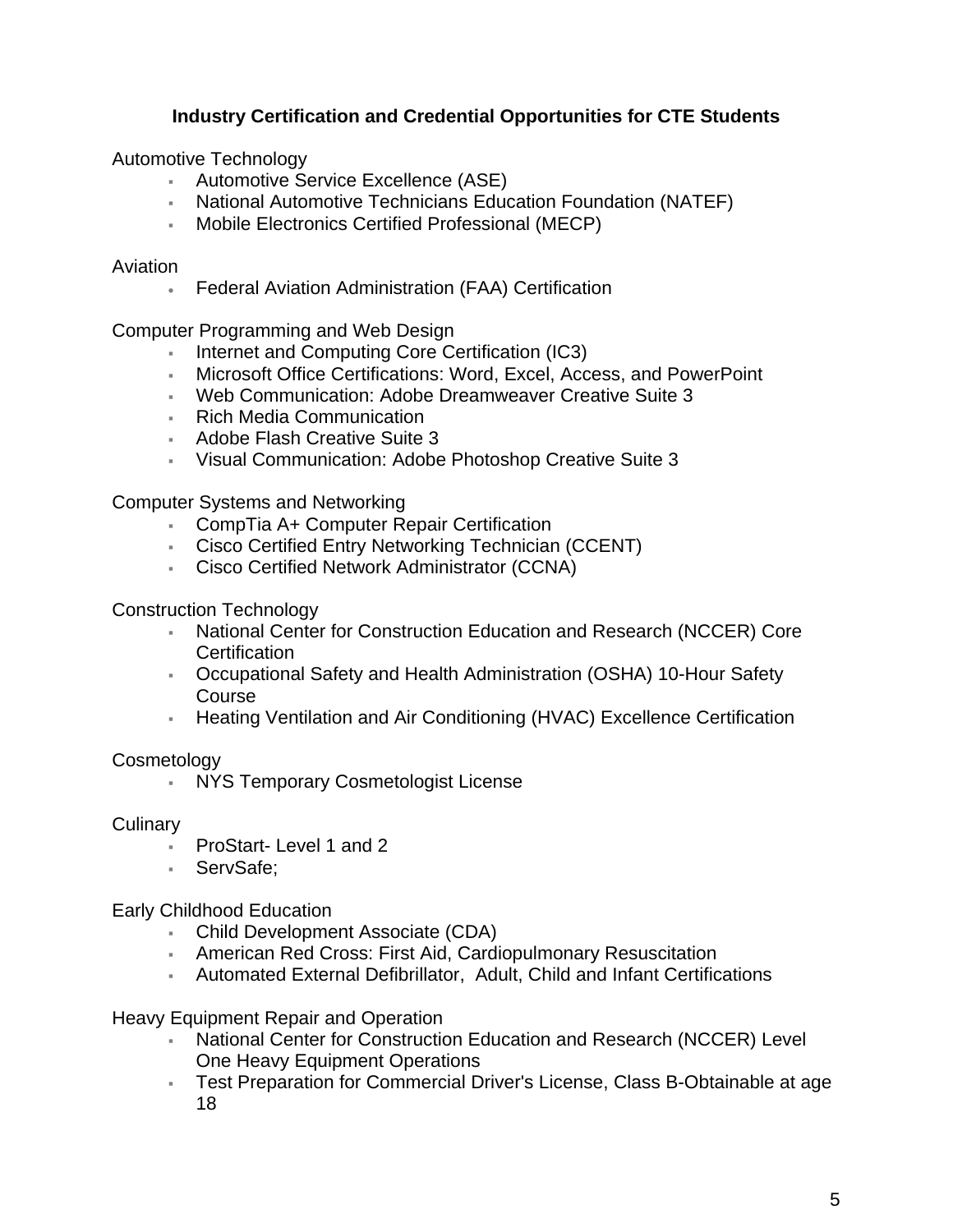## Industry Certification and Credential Opportunities for CTE Students

Automotive Technology

- Automotive Service Excellence (ASE)
- National Automotive Technicians Education Foundation (NATEF)
- Mobile Electronics Certified Professional (MECP)

Aviation

- Federal Aviation Administration (FAA) Certification

Computer Programming and Web Design

- Internet and Computing Core Certification (IC3)
- Microsoft Office Certifications: Word, Excel, Access, and PowerPoint
- Web Communication: Adobe Dreamweaver Creative Suite 3
- Rich Media Communication
- Adobe Flash Creative Suite 3
- Visual Communication: Adobe Photoshop Creative Suite 3

Computer Systems and Networking

- CompTia A+ Computer Repair Certification
- Cisco Certified Entry Networking Technician (CCENT)
- Cisco Certified Network Administrator (CCNA)

Construction Technology

- National Center for Construction Education and Research (NCCER) Core Certification
- Occupational Safety and Health Administration (OSHA) 10-Hour Safety Course
- Heating Ventilation and Air Conditioning (HVAC) Excellence Certification

Cosmetology

- NYS Temporary Cosmetologist License

Culinary

- ProStart- Level 1 and 2
- ServSafe;

Early Childhood Education

- Child Development Associate (CDA)
- American Red Cross: First Aid, Cardiopulmonary Resuscitation
- Automated External Defibrillator, Adult, Child and Infant Certifications

Heavy Equipment Repair and Operation

- National Center for Construction Education and Research (NCCER) Level One Heavy Equipment Operations
- Test Preparation for Commercial Driver's License, Class B-Obtainable at age 18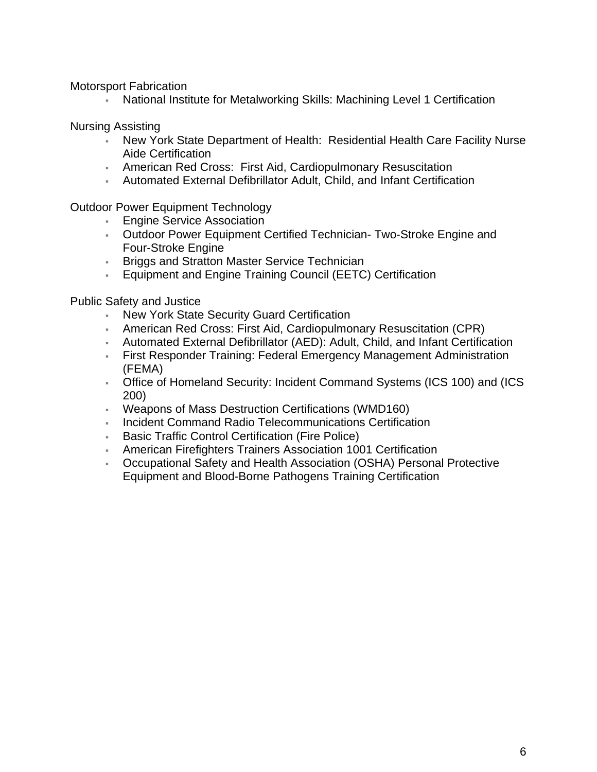Motorsport Fabrication

- National Institute for Metalworking Skills: Machining Level 1 Certification

Nursing Assisting

- New York State Department of Health: Residential Health Care Facility Nurse Aide Certification
- American Red Cross: First Aid, Cardiopulmonary Resuscitation
- Automated External Defibrillator Adult, Child, and Infant Certification

Outdoor Power Equipment Technology

- Engine Service Association
- Outdoor Power Equipment Certified Technician- Two-Stroke Engine and Four-Stroke Engine
- Briggs and Stratton Master Service Technician
- Equipment and Engine Training Council (EETC) Certification

Public Safety and Justice

- New York State Security Guard Certification
- American Red Cross: First Aid, Cardiopulmonary Resuscitation (CPR)
- Automated External Defibrillator (AED): Adult, Child, and Infant Certification
- First Responder Training: Federal Emergency Management Administration (FEMA)
- Office of Homeland Security: Incident Command Systems (ICS 100) and (ICS 200)
- Weapons of Mass Destruction Certifications (WMD160)
- Incident Command Radio Telecommunications Certification
- Basic Traffic Control Certification (Fire Police)
- American Firefighters Trainers Association 1001 Certification
- Occupational Safety and Health Association (OSHA) Personal Protective Equipment and Blood-Borne Pathogens Training Certification